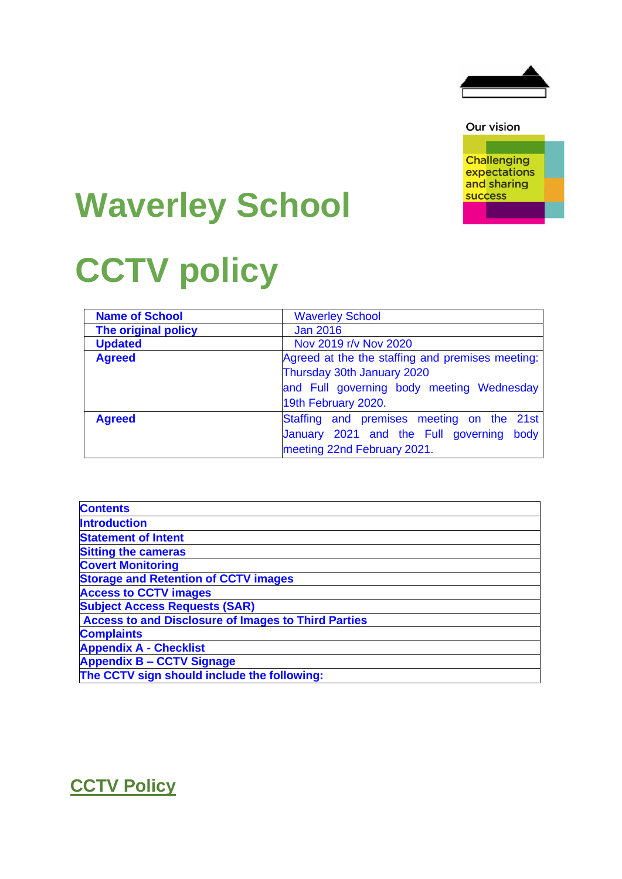Our vision

Challenging expectations and sharing success

# Waverley School

# CCTV policy

| Name of School | Waverley School |
|---|---|
| The original policy | Jan 2016 |
| Updated | Nov 2019 r/v Nov 2020 |
| Agreed | Agreed at the the staffing and premises meeting: Thursday 30th January 2020 and Full governing body meeting Wednesday 19th February 2020. |
| Agreed | Staffing and premises meeting on the 21st January 2021 and the Full governing body meeting 22nd February 2021. |

| Contents |
|---|
| Introduction |
| Statement of Intent |
| Sitting the cameras |
| Covert Monitoring |
| Storage and Retention of CCTV images |
| Access to CCTV images |
| Subject Access Requests (SAR) |
| Access to and Disclosure of Images to Third Parties |
| Complaints |
| Appendix A - Checklist |
| Appendix B – CCTV Signage |
| The CCTV sign should include the following: |

## CCTV Policy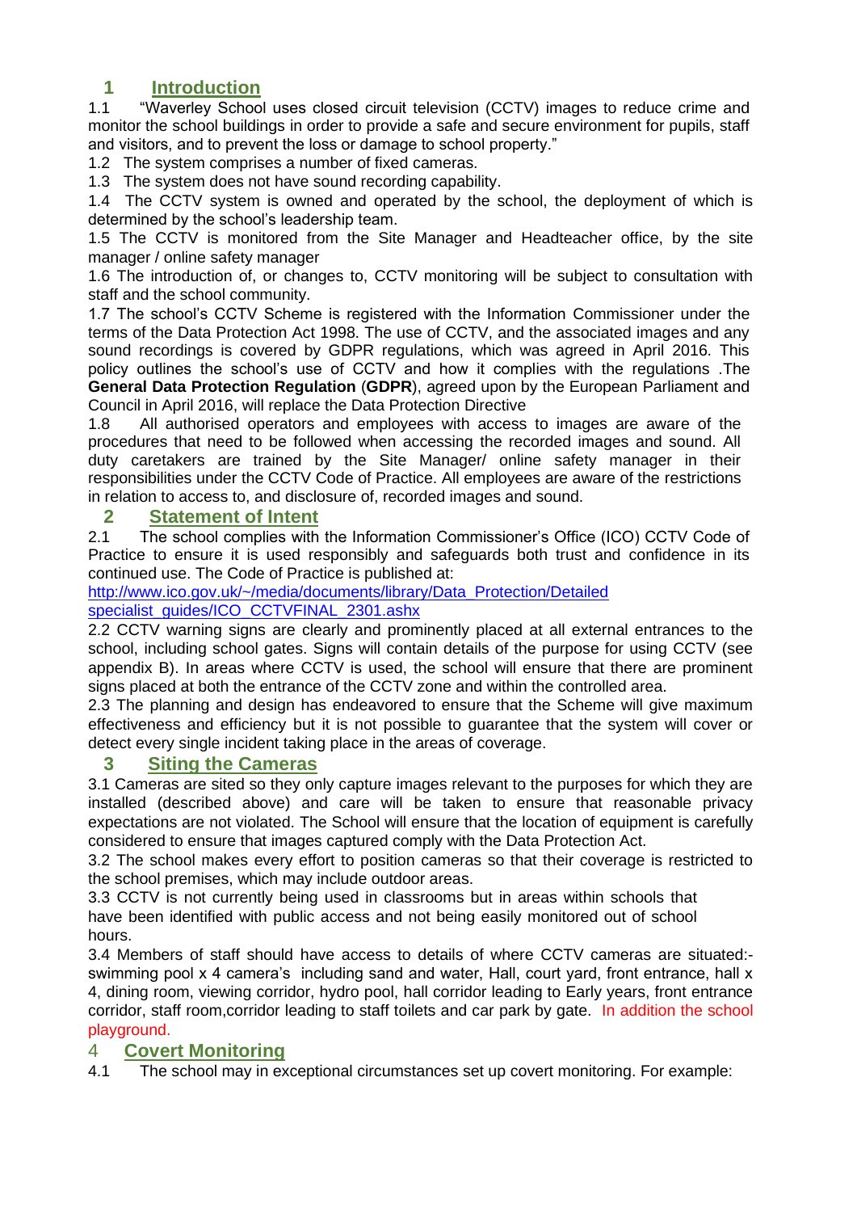## 1 Introduction

1.1 "Waverley School uses closed circuit television (CCTV) images to reduce crime and monitor the school buildings in order to provide a safe and secure environment for pupils, staff and visitors, and to prevent the loss or damage to school property."

1.2 The system comprises a number of fixed cameras.

1.3 The system does not have sound recording capability.

1.4 The CCTV system is owned and operated by the school, the deployment of which is determined by the school's leadership team.

1.5 The CCTV is monitored from the Site Manager and Headteacher office, by the site manager / online safety manager

1.6 The introduction of, or changes to, CCTV monitoring will be subject to consultation with staff and the school community.

1.7 The school's CCTV Scheme is registered with the Information Commissioner under the terms of the Data Protection Act 1998. The use of CCTV, and the associated images and any sound recordings is covered by GDPR regulations, which was agreed in April 2016. This policy outlines the school's use of CCTV and how it complies with the regulations .The **General Data Protection Regulation** (**GDPR**), agreed upon by the European Parliament and Council in April 2016, will replace the Data Protection Directive

1.8 All authorised operators and employees with access to images are aware of the procedures that need to be followed when accessing the recorded images and sound. All duty caretakers are trained by the Site Manager/ online safety manager in their responsibilities under the CCTV Code of Practice. All employees are aware of the restrictions in relation to access to, and disclosure of, recorded images and sound.

## 2 Statement of Intent

2.1 The school complies with the Information Commissioner's Office (ICO) CCTV Code of Practice to ensure it is used responsibly and safeguards both trust and confidence in its continued use. The Code of Practice is published at:
http://www.ico.gov.uk/~/media/documents/library/Data_Protection/Detailed specialist_guides/ICO_CCTVFINAL_2301.ashx

2.2 CCTV warning signs are clearly and prominently placed at all external entrances to the school, including school gates. Signs will contain details of the purpose for using CCTV (see appendix B). In areas where CCTV is used, the school will ensure that there are prominent signs placed at both the entrance of the CCTV zone and within the controlled area.

2.3 The planning and design has endeavored to ensure that the Scheme will give maximum effectiveness and efficiency but it is not possible to guarantee that the system will cover or detect every single incident taking place in the areas of coverage.

## 3 Siting the Cameras

3.1 Cameras are sited so they only capture images relevant to the purposes for which they are installed (described above) and care will be taken to ensure that reasonable privacy expectations are not violated. The School will ensure that the location of equipment is carefully considered to ensure that images captured comply with the Data Protection Act.

3.2 The school makes every effort to position cameras so that their coverage is restricted to the school premises, which may include outdoor areas.

3.3 CCTV is not currently being used in classrooms but in areas within schools that have been identified with public access and not being easily monitored out of school hours.

3.4 Members of staff should have access to details of where CCTV cameras are situated:- swimming pool x 4 camera's including sand and water, Hall, court yard, front entrance, hall x 4, dining room, viewing corridor, hydro pool, hall corridor leading to Early years, front entrance corridor, staff room,corridor leading to staff toilets and car park by gate. In addition the school playground.

## 4 Covert Monitoring

4.1 The school may in exceptional circumstances set up covert monitoring. For example: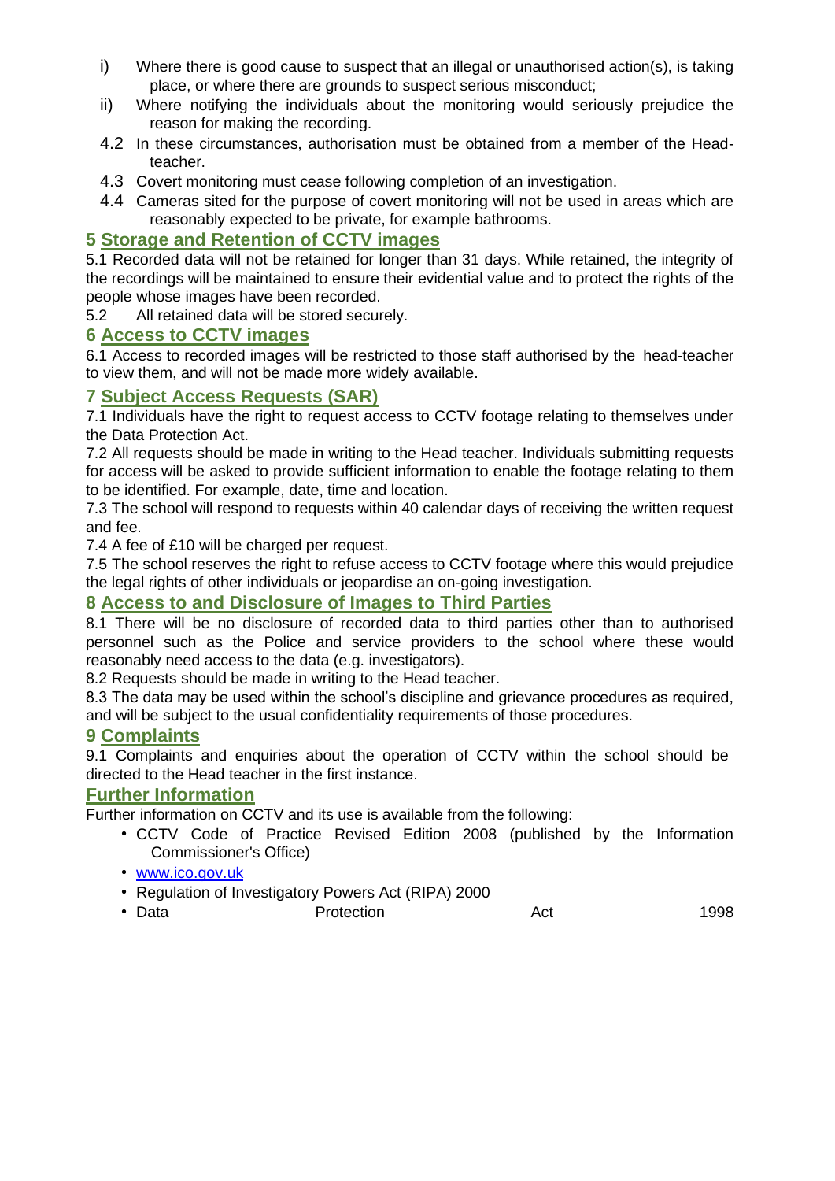i) Where there is good cause to suspect that an illegal or unauthorised action(s), is taking place, or where there are grounds to suspect serious misconduct;

ii) Where notifying the individuals about the monitoring would seriously prejudice the reason for making the recording.

4.2 In these circumstances, authorisation must be obtained from a member of the Head-teacher.

4.3 Covert monitoring must cease following completion of an investigation.

4.4 Cameras sited for the purpose of covert monitoring will not be used in areas which are reasonably expected to be private, for example bathrooms.

## 5 Storage and Retention of CCTV images

5.1 Recorded data will not be retained for longer than 31 days. While retained, the integrity of the recordings will be maintained to ensure their evidential value and to protect the rights of the people whose images have been recorded.

5.2 All retained data will be stored securely.

## 6 Access to CCTV images

6.1 Access to recorded images will be restricted to those staff authorised by the head-teacher to view them, and will not be made more widely available.

## 7 Subject Access Requests (SAR)

7.1 Individuals have the right to request access to CCTV footage relating to themselves under the Data Protection Act.

7.2 All requests should be made in writing to the Head teacher. Individuals submitting requests for access will be asked to provide sufficient information to enable the footage relating to them to be identified. For example, date, time and location.

7.3 The school will respond to requests within 40 calendar days of receiving the written request and fee.

7.4 A fee of £10 will be charged per request.

7.5 The school reserves the right to refuse access to CCTV footage where this would prejudice the legal rights of other individuals or jeopardise an on-going investigation.

## 8 Access to and Disclosure of Images to Third Parties

8.1 There will be no disclosure of recorded data to third parties other than to authorised personnel such as the Police and service providers to the school where these would reasonably need access to the data (e.g. investigators).

8.2 Requests should be made in writing to the Head teacher.

8.3 The data may be used within the school's discipline and grievance procedures as required, and will be subject to the usual confidentiality requirements of those procedures.

## 9 Complaints

9.1 Complaints and enquiries about the operation of CCTV within the school should be directed to the Head teacher in the first instance.

## Further Information

Further information on CCTV and its use is available from the following:

- CCTV Code of Practice Revised Edition 2008 (published by the Information Commissioner's Office)
- www.ico.gov.uk
- Regulation of Investigatory Powers Act (RIPA) 2000
- Data Protection Act 1998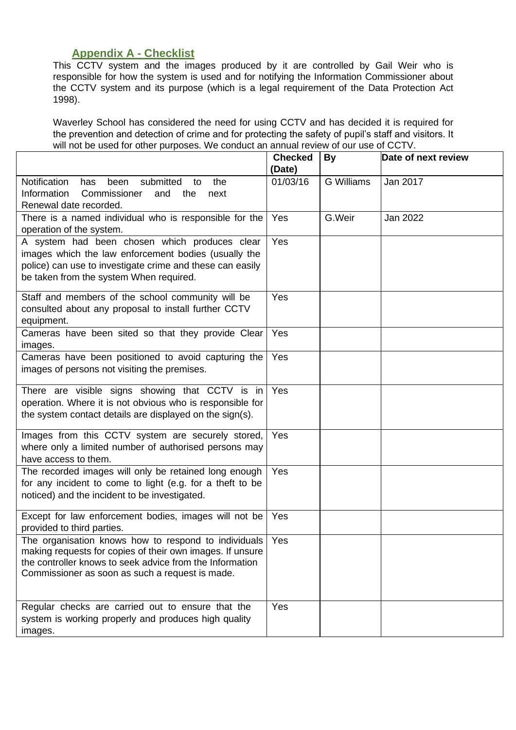## Appendix A - Checklist

This CCTV system and the images produced by it are controlled by Gail Weir who is responsible for how the system is used and for notifying the Information Commissioner about the CCTV system and its purpose (which is a legal requirement of the Data Protection Act 1998).

Waverley School has considered the need for using CCTV and has decided it is required for the prevention and detection of crime and for protecting the safety of pupil's staff and visitors. It will not be used for other purposes. We conduct an annual review of our use of CCTV.

| | Checked (Date) | By | Date of next review |
|---|---|---|---|
| Notification has been submitted to the Information Commissioner and the next Renewal date recorded. | 01/03/16 | G Williams | Jan 2017 |
| There is a named individual who is responsible for the operation of the system. | Yes | G.Weir | Jan 2022 |
| A system had been chosen which produces clear images which the law enforcement bodies (usually the police) can use to investigate crime and these can easily be taken from the system When required. | Yes | | |
| Staff and members of the school community will be consulted about any proposal to install further CCTV equipment. | Yes | | |
| Cameras have been sited so that they provide Clear images. | Yes | | |
| Cameras have been positioned to avoid capturing the images of persons not visiting the premises. | Yes | | |
| There are visible signs showing that CCTV is in operation. Where it is not obvious who is responsible for the system contact details are displayed on the sign(s). | Yes | | |
| Images from this CCTV system are securely stored, where only a limited number of authorised persons may have access to them. | Yes | | |
| The recorded images will only be retained long enough for any incident to come to light (e.g. for a theft to be noticed) and the incident to be investigated. | Yes | | |
| Except for law enforcement bodies, images will not be provided to third parties. | Yes | | |
| The organisation knows how to respond to individuals making requests for copies of their own images. If unsure the controller knows to seek advice from the Information Commissioner as soon as such a request is made. | Yes | | |
| Regular checks are carried out to ensure that the system is working properly and produces high quality images. | Yes | | |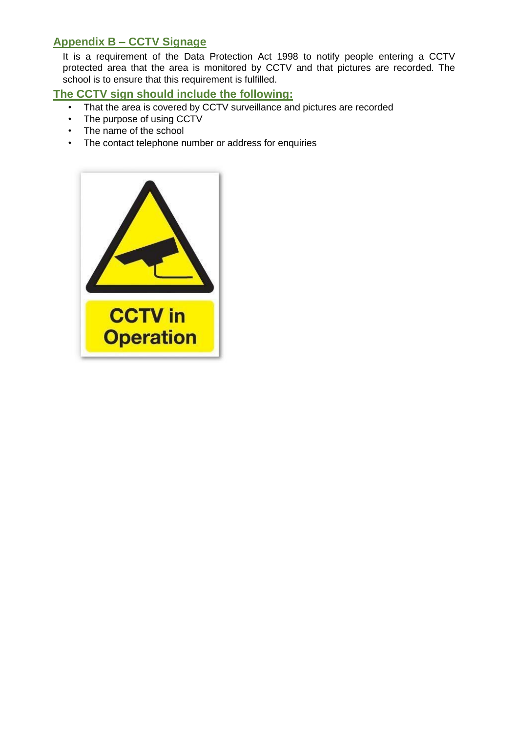## Appendix B – CCTV Signage

It is a requirement of the Data Protection Act 1998 to notify people entering a CCTV protected area that the area is monitored by CCTV and that pictures are recorded. The school is to ensure that this requirement is fulfilled.

## The CCTV sign should include the following:

- That the area is covered by CCTV surveillance and pictures are recorded
- The purpose of using CCTV
- The name of the school
- The contact telephone number or address for enquiries

CCTV in Operation